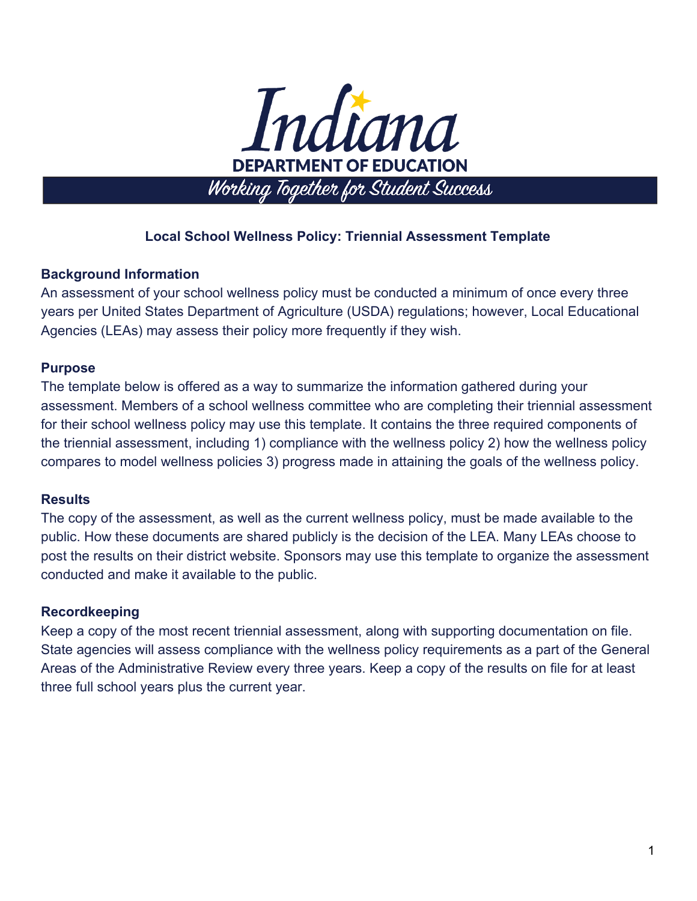Indiana

DEPARTMENT OF EDUCATION

*Working Together for Student Success*

# Local School Wellness Policy: Triennial Assessment Template

## Background Information

An assessment of your school wellness policy must be conducted a minimum of once every three years per United States Department of Agriculture (USDA) regulations; however, Local Educational Agencies (LEAs) may assess their policy more frequently if they wish.

## Purpose

The template below is offered as a way to summarize the information gathered during your assessment. Members of a school wellness committee who are completing their triennial assessment for their school wellness policy may use this template. It contains the three required components of the triennial assessment, including 1) compliance with the wellness policy 2) how the wellness policy compares to model wellness policies 3) progress made in attaining the goals of the wellness policy.

## Results

The copy of the assessment, as well as the current wellness policy, must be made available to the public. How these documents are shared publicly is the decision of the LEA. Many LEAs choose to post the results on their district website. Sponsors may use this template to organize the assessment conducted and make it available to the public.

## Recordkeeping

Keep a copy of the most recent triennial assessment, along with supporting documentation on file. State agencies will assess compliance with the wellness policy requirements as a part of the General Areas of the Administrative Review every three years. Keep a copy of the results on file for at least three full school years plus the current year.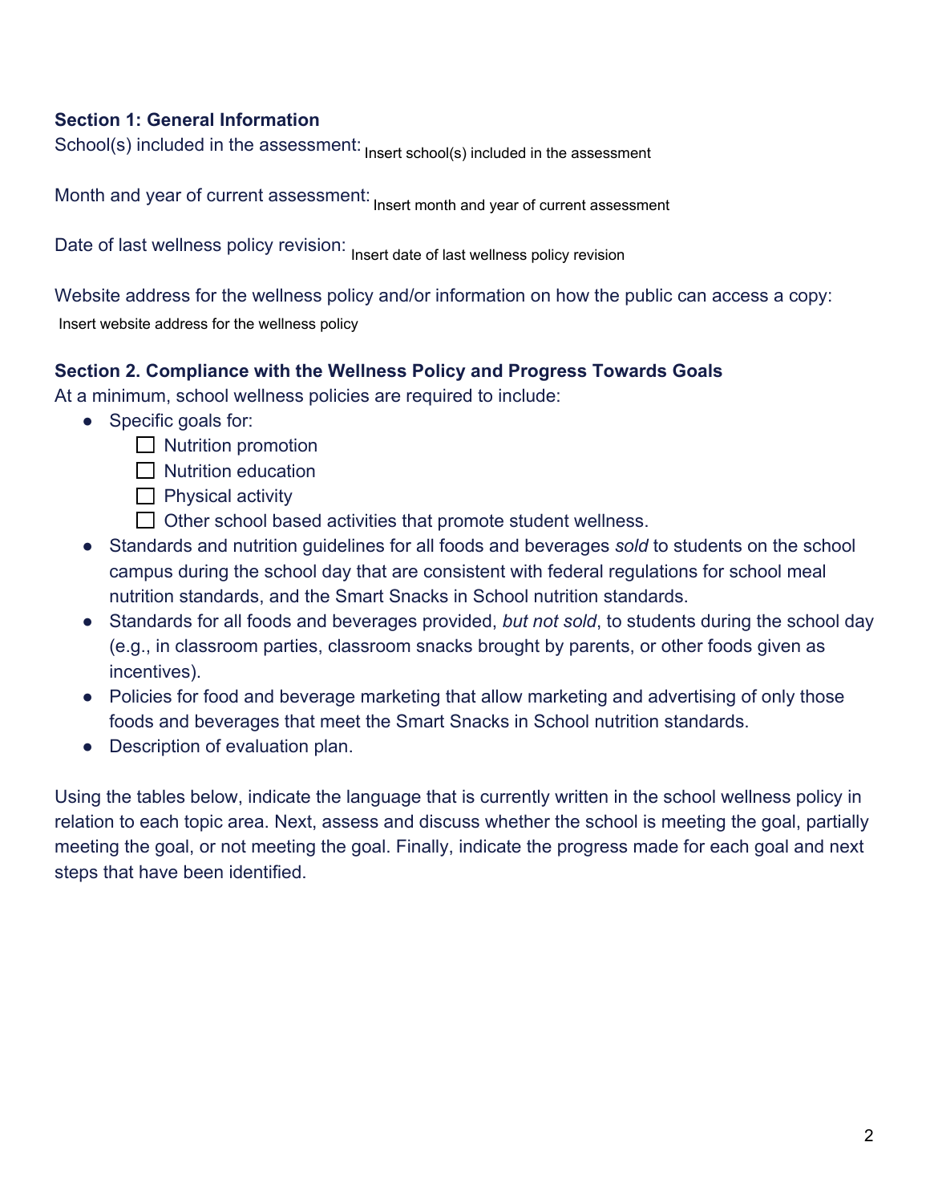**Section 1: General Information**

School(s) included in the assessment: Insert school(s) included in the assessment

Month and year of current assessment: Insert month and year of current assessment

Date of last wellness policy revision: Insert date of last wellness policy revision

Website address for the wellness policy and/or information on how the public can access a copy: Insert website address for the wellness policy

**Section 2. Compliance with the Wellness Policy and Progress Towards Goals**

At a minimum, school wellness policies are required to include:

- Specific goals for:
  - ☐ Nutrition promotion
  - ☐ Nutrition education
  - ☐ Physical activity
  - ☐ Other school based activities that promote student wellness.
- Standards and nutrition guidelines for all foods and beverages *sold* to students on the school campus during the school day that are consistent with federal regulations for school meal nutrition standards, and the Smart Snacks in School nutrition standards.
- Standards for all foods and beverages provided, *but not sold*, to students during the school day (e.g., in classroom parties, classroom snacks brought by parents, or other foods given as incentives).
- Policies for food and beverage marketing that allow marketing and advertising of only those foods and beverages that meet the Smart Snacks in School nutrition standards.
- Description of evaluation plan.

Using the tables below, indicate the language that is currently written in the school wellness policy in relation to each topic area. Next, assess and discuss whether the school is meeting the goal, partially meeting the goal, or not meeting the goal. Finally, indicate the progress made for each goal and next steps that have been identified.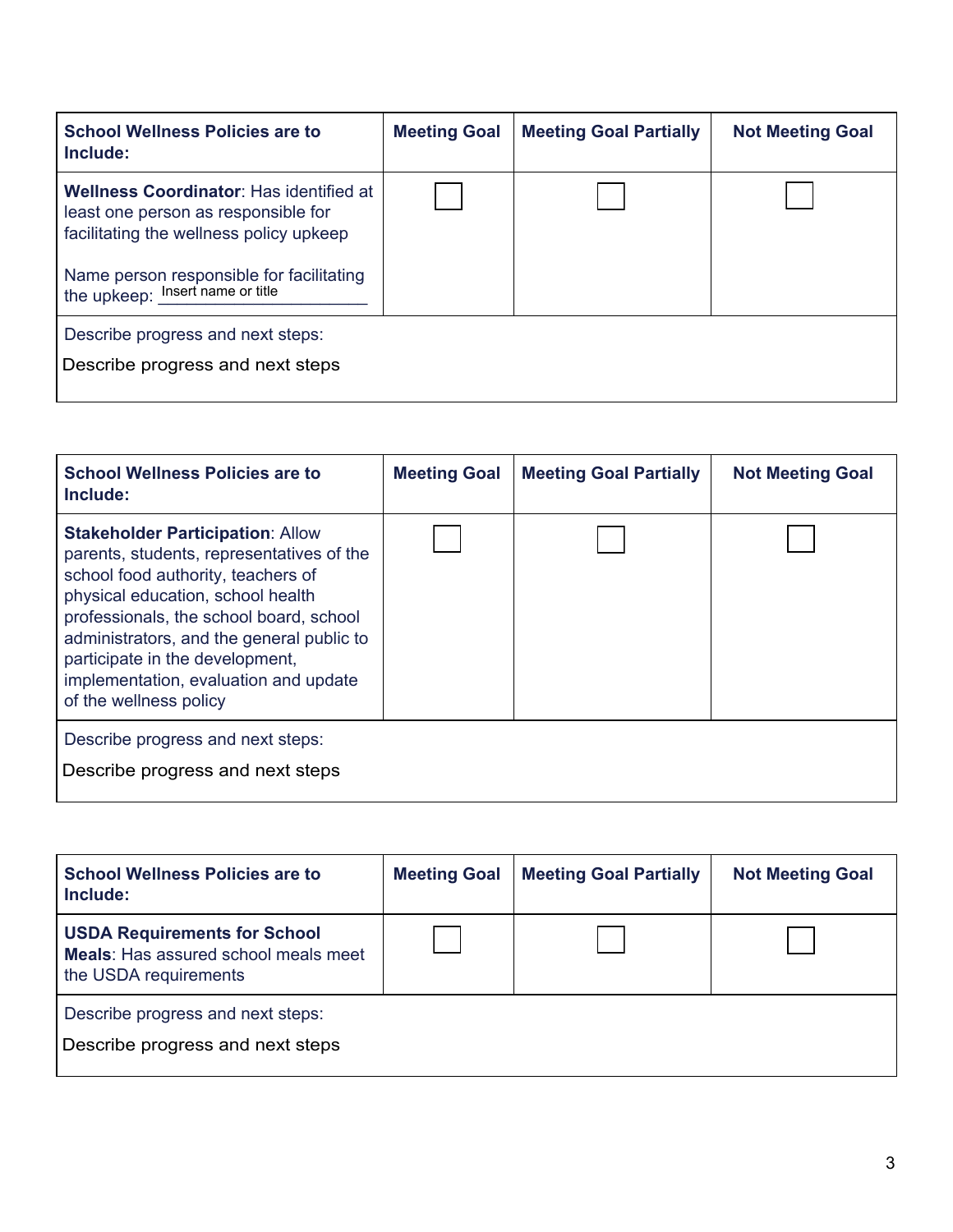| School Wellness Policies are to Include: | Meeting Goal | Meeting Goal Partially | Not Meeting Goal |
|---|---|---|---|
| **Wellness Coordinator**: Has identified at least one person as responsible for facilitating the wellness policy upkeep<br><br>Name person responsible for facilitating the upkeep: Insert name or title ______________________ | ☐ | ☐ | ☐ |
| Describe progress and next steps:<br>Describe progress and next steps | | | |

| School Wellness Policies are to Include: | Meeting Goal | Meeting Goal Partially | Not Meeting Goal |
|---|---|---|---|
| **Stakeholder Participation**: Allow parents, students, representatives of the school food authority, teachers of physical education, school health professionals, the school board, school administrators, and the general public to participate in the development, implementation, evaluation and update of the wellness policy | ☐ | ☐ | ☐ |
| Describe progress and next steps:<br>Describe progress and next steps | | | |

| School Wellness Policies are to Include: | Meeting Goal | Meeting Goal Partially | Not Meeting Goal |
|---|---|---|---|
| **USDA Requirements for School Meals**: Has assured school meals meet the USDA requirements | ☐ | ☐ | ☐ |
| Describe progress and next steps:<br>Describe progress and next steps | | | |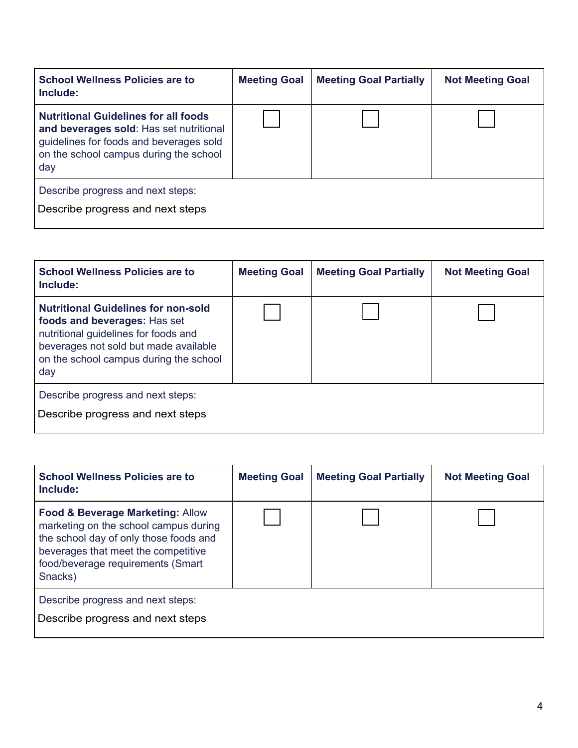| School Wellness Policies are to Include: | Meeting Goal | Meeting Goal Partially | Not Meeting Goal |
|---|---|---|---|
| **Nutritional Guidelines for all foods and beverages sold**: Has set nutritional guidelines for foods and beverages sold on the school campus during the school day | ☐ | ☐ | ☐ |
| Describe progress and next steps:<br>Describe progress and next steps | | | |

| School Wellness Policies are to Include: | Meeting Goal | Meeting Goal Partially | Not Meeting Goal |
|---|---|---|---|
| **Nutritional Guidelines for non-sold foods and beverages:** Has set nutritional guidelines for foods and beverages not sold but made available on the school campus during the school day | ☐ | ☐ | ☐ |
| Describe progress and next steps:<br>Describe progress and next steps | | | |

| School Wellness Policies are to Include: | Meeting Goal | Meeting Goal Partially | Not Meeting Goal |
|---|---|---|---|
| **Food & Beverage Marketing:** Allow marketing on the school campus during the school day of only those foods and beverages that meet the competitive food/beverage requirements (Smart Snacks) | ☐ | ☐ | ☐ |
| Describe progress and next steps:<br>Describe progress and next steps | | | |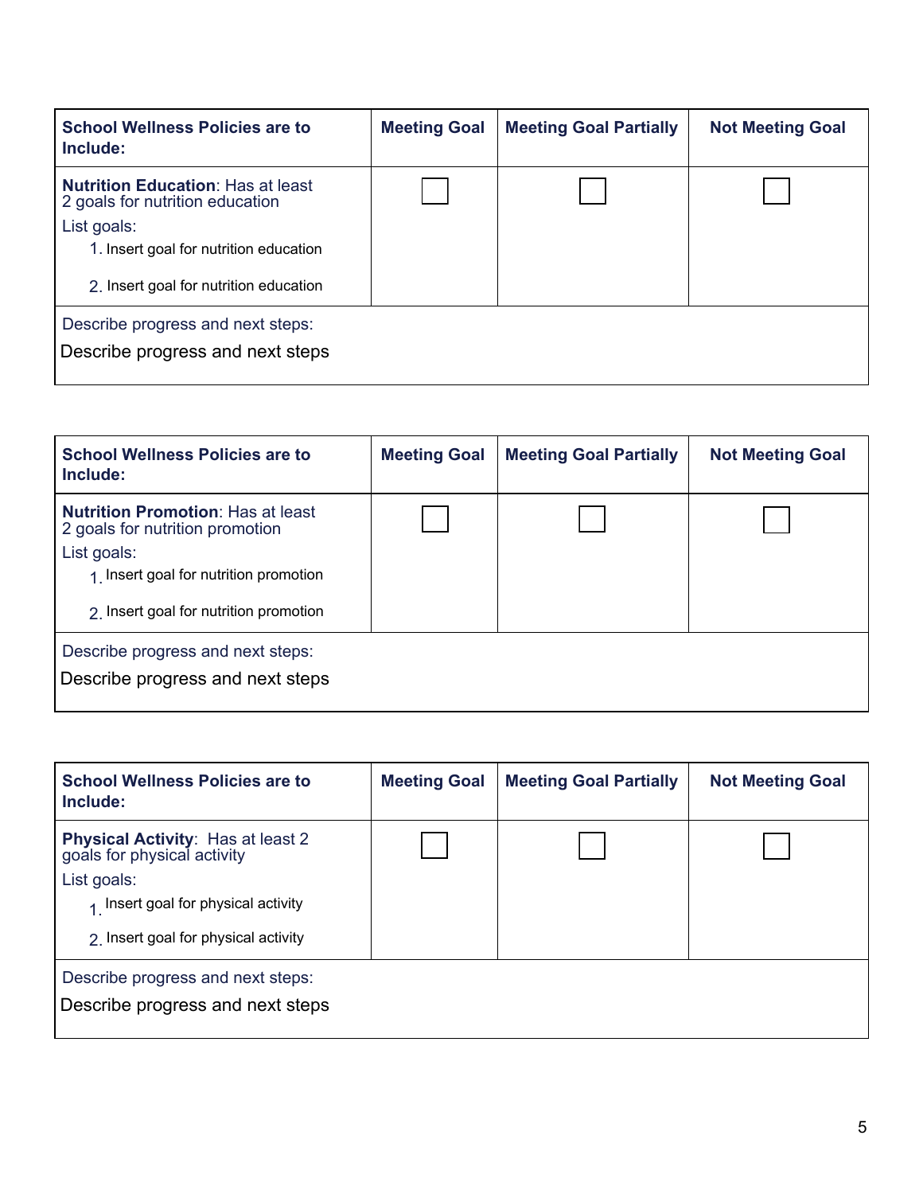| School Wellness Policies are to Include: | Meeting Goal | Meeting Goal Partially | Not Meeting Goal |
|---|---|---|---|
| **Nutrition Education**: Has at least 2 goals for nutrition education<br>List goals:<br>1. Insert goal for nutrition education<br>2. Insert goal for nutrition education | ☐ | ☐ | ☐ |
| Describe progress and next steps:<br>Describe progress and next steps | | | |

| School Wellness Policies are to Include: | Meeting Goal | Meeting Goal Partially | Not Meeting Goal |
|---|---|---|---|
| **Nutrition Promotion**: Has at least 2 goals for nutrition promotion<br>List goals:<br>1. Insert goal for nutrition promotion<br>2. Insert goal for nutrition promotion | ☐ | ☐ | ☐ |
| Describe progress and next steps:<br>Describe progress and next steps | | | |

| School Wellness Policies are to Include: | Meeting Goal | Meeting Goal Partially | Not Meeting Goal |
|---|---|---|---|
| **Physical Activity**: Has at least 2 goals for physical activity<br>List goals:<br>1. Insert goal for physical activity<br>2. Insert goal for physical activity | ☐ | ☐ | ☐ |
| Describe progress and next steps:<br>Describe progress and next steps | | | |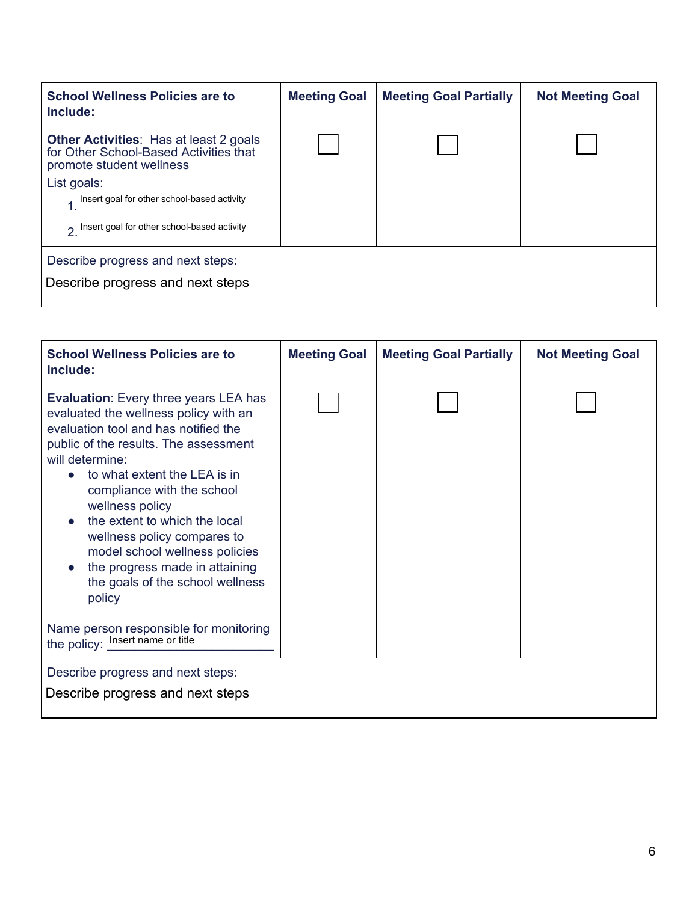| School Wellness Policies are to Include: | Meeting Goal | Meeting Goal Partially | Not Meeting Goal |
|---|---|---|---|
| **Other Activities**: Has at least 2 goals for Other School-Based Activities that promote student wellness<br>List goals:<br>1. Insert goal for other school-based activity<br>2. Insert goal for other school-based activity | ☐ | ☐ | ☐ |
| Describe progress and next steps:<br>Describe progress and next steps | | | |

| School Wellness Policies are to Include: | Meeting Goal | Meeting Goal Partially | Not Meeting Goal |
|---|---|---|---|
| **Evaluation**: Every three years LEA has evaluated the wellness policy with an evaluation tool and has notified the public of the results. The assessment will determine:<br>• to what extent the LEA is in compliance with the school wellness policy<br>• the extent to which the local wellness policy compares to model school wellness policies<br>• the progress made in attaining the goals of the school wellness policy<br><br>Name person responsible for monitoring the policy: Insert name or title | ☐ | ☐ | ☐ |
| Describe progress and next steps:<br>Describe progress and next steps | | | |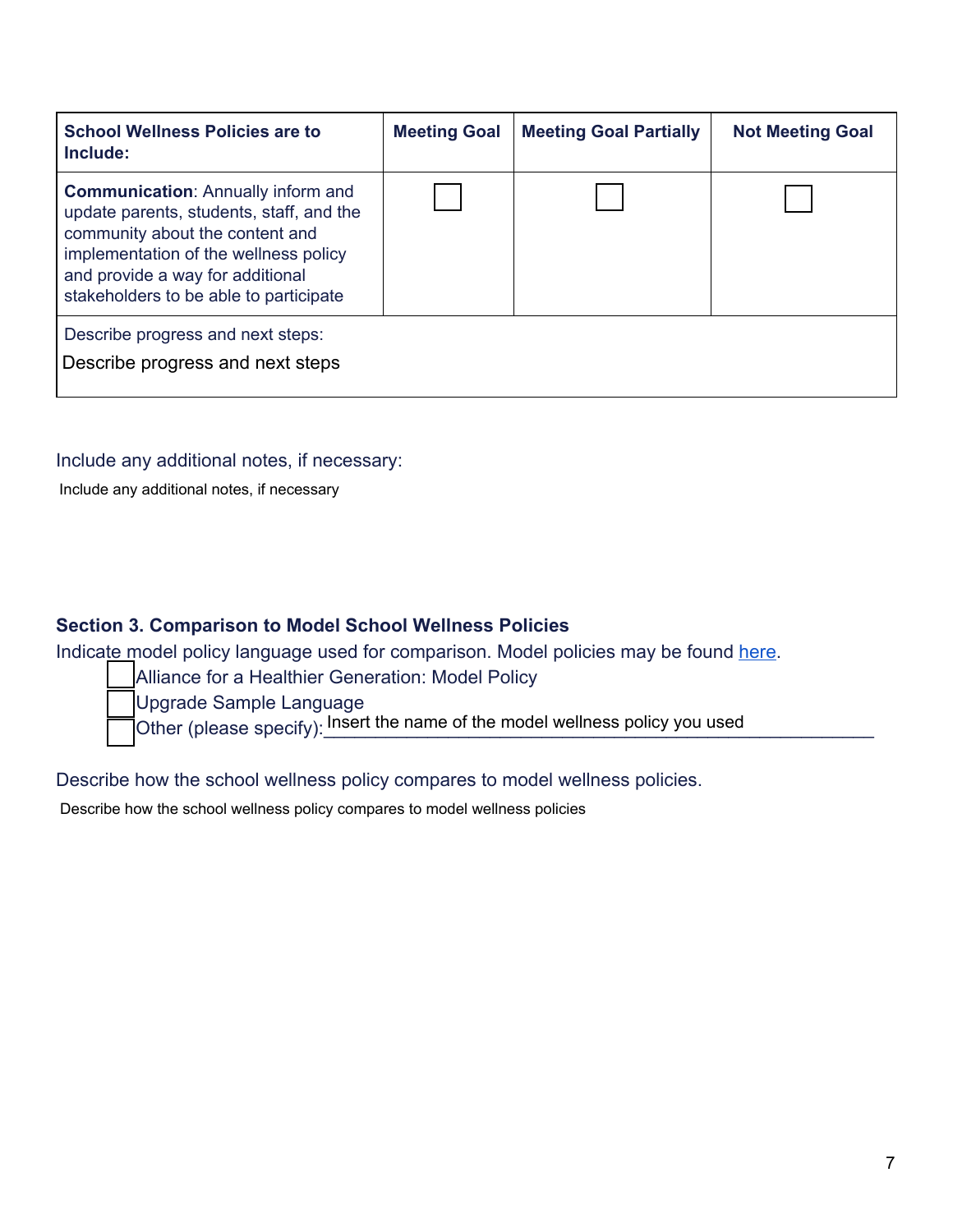| School Wellness Policies are to Include: | Meeting Goal | Meeting Goal Partially | Not Meeting Goal |
|---|---|---|---|
| **Communication**: Annually inform and update parents, students, staff, and the community about the content and implementation of the wellness policy and provide a way for additional stakeholders to be able to participate | ☐ | ☐ | ☐ |
| Describe progress and next steps: Describe progress and next steps | | | |

Include any additional notes, if necessary:

Include any additional notes, if necessary

**Section 3. Comparison to Model School Wellness Policies**

Indicate model policy language used for comparison. Model policies may be found here.

- ☐ Alliance for a Healthier Generation: Model Policy
- ☐ Upgrade Sample Language
- ☐ Other (please specify): Insert the name of the model wellness policy you used

Describe how the school wellness policy compares to model wellness policies.

Describe how the school wellness policy compares to model wellness policies